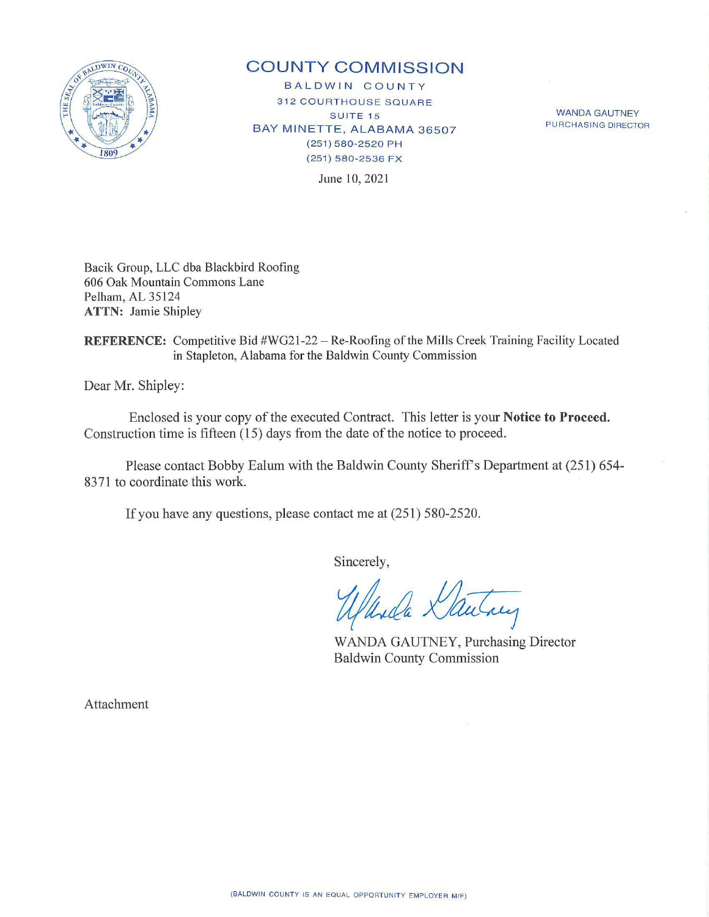# COUNTY COMMISSION

BALDWIN COUNTY
312 COURTHOUSE SQUARE
SUITE 15
BAY MINETTE, ALABAMA 36507
(251) 580-2520 PH
(251) 580-2536 FX

WANDA GAUTNEY
PURCHASING DIRECTOR

June 10, 2021

Bacik Group, LLC dba Blackbird Roofing
606 Oak Mountain Commons Lane
Pelham, AL 35124
**ATTN:** Jamie Shipley

**REFERENCE:** Competitive Bid #WG21-22 – Re-Roofing of the Mills Creek Training Facility Located in Stapleton, Alabama for the Baldwin County Commission

Dear Mr. Shipley:

Enclosed is your copy of the executed Contract. This letter is your **Notice to Proceed.** Construction time is fifteen (15) days from the date of the notice to proceed.

Please contact Bobby Ealum with the Baldwin County Sheriff's Department at (251) 654-8371 to coordinate this work.

If you have any questions, please contact me at (251) 580-2520.

Sincerely,

WANDA GAUTNEY, Purchasing Director
Baldwin County Commission

Attachment

(BALDWIN COUNTY IS AN EQUAL OPPORTUNITY EMPLOYER M/F)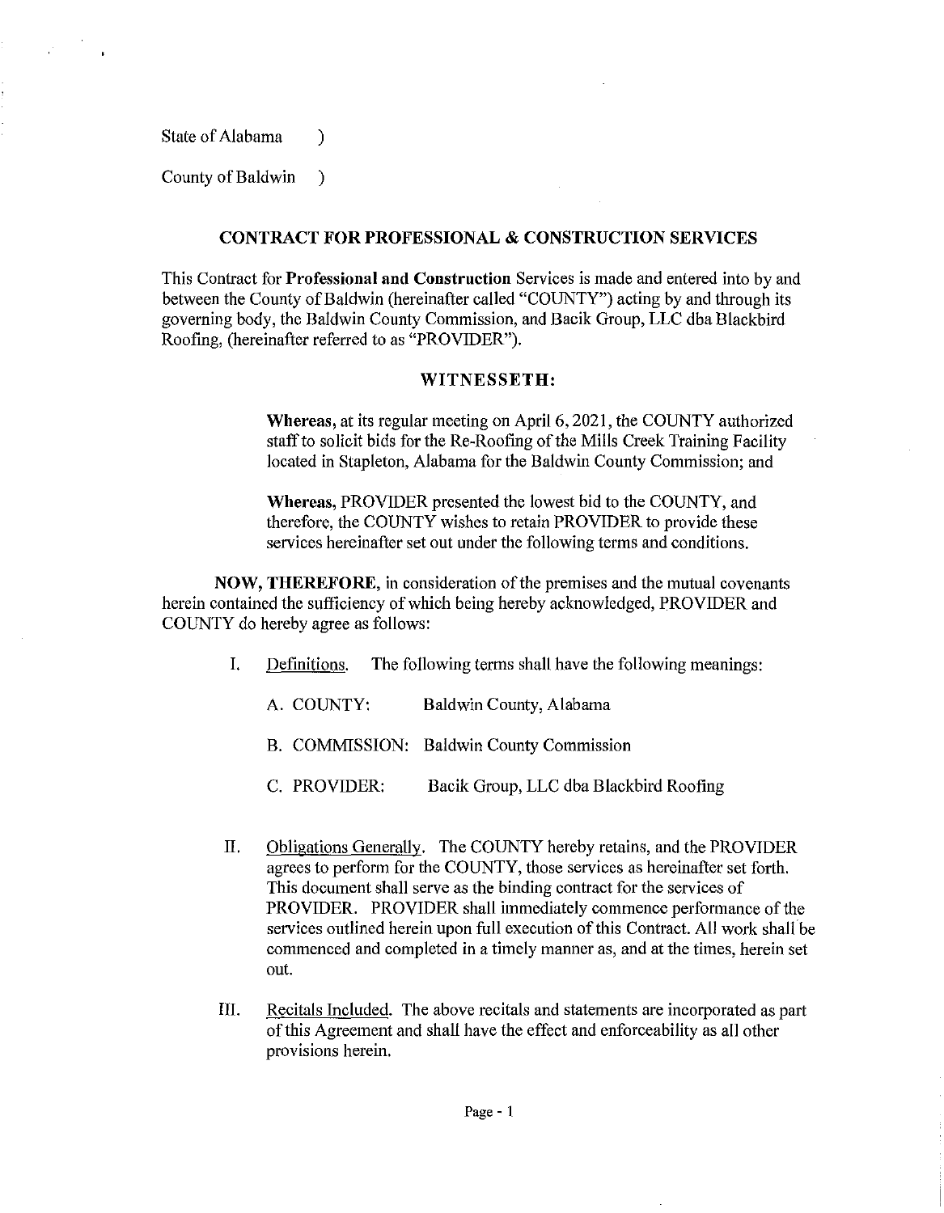State of Alabama )

County of Baldwin )

## CONTRACT FOR PROFESSIONAL & CONSTRUCTION SERVICES

This Contract for **Professional and Construction** Services is made and entered into by and between the County of Baldwin (hereinafter called "COUNTY") acting by and through its governing body, the Baldwin County Commission, and Bacik Group, LLC dba Blackbird Roofing, (hereinafter referred to as "PROVIDER").

### WITNESSETH:

**Whereas,** at its regular meeting on April 6, 2021, the COUNTY authorized staff to solicit bids for the Re-Roofing of the Mills Creek Training Facility located in Stapleton, Alabama for the Baldwin County Commission; and

**Whereas,** PROVIDER presented the lowest bid to the COUNTY, and therefore, the COUNTY wishes to retain PROVIDER to provide these services hereinafter set out under the following terms and conditions.

**NOW, THEREFORE,** in consideration of the premises and the mutual covenants herein contained the sufficiency of which being hereby acknowledged, PROVIDER and COUNTY do hereby agree as follows:

I. Definitions. The following terms shall have the following meanings:

A. COUNTY: Baldwin County, Alabama

B. COMMISSION: Baldwin County Commission

C. PROVIDER: Bacik Group, LLC dba Blackbird Roofing

II. Obligations Generally. The COUNTY hereby retains, and the PROVIDER agrees to perform for the COUNTY, those services as hereinafter set forth. This document shall serve as the binding contract for the services of PROVIDER. PROVIDER shall immediately commence performance of the services outlined herein upon full execution of this Contract. All work shall be commenced and completed in a timely manner as, and at the times, herein set out.

III. Recitals Included. The above recitals and statements are incorporated as part of this Agreement and shall have the effect and enforceability as all other provisions herein.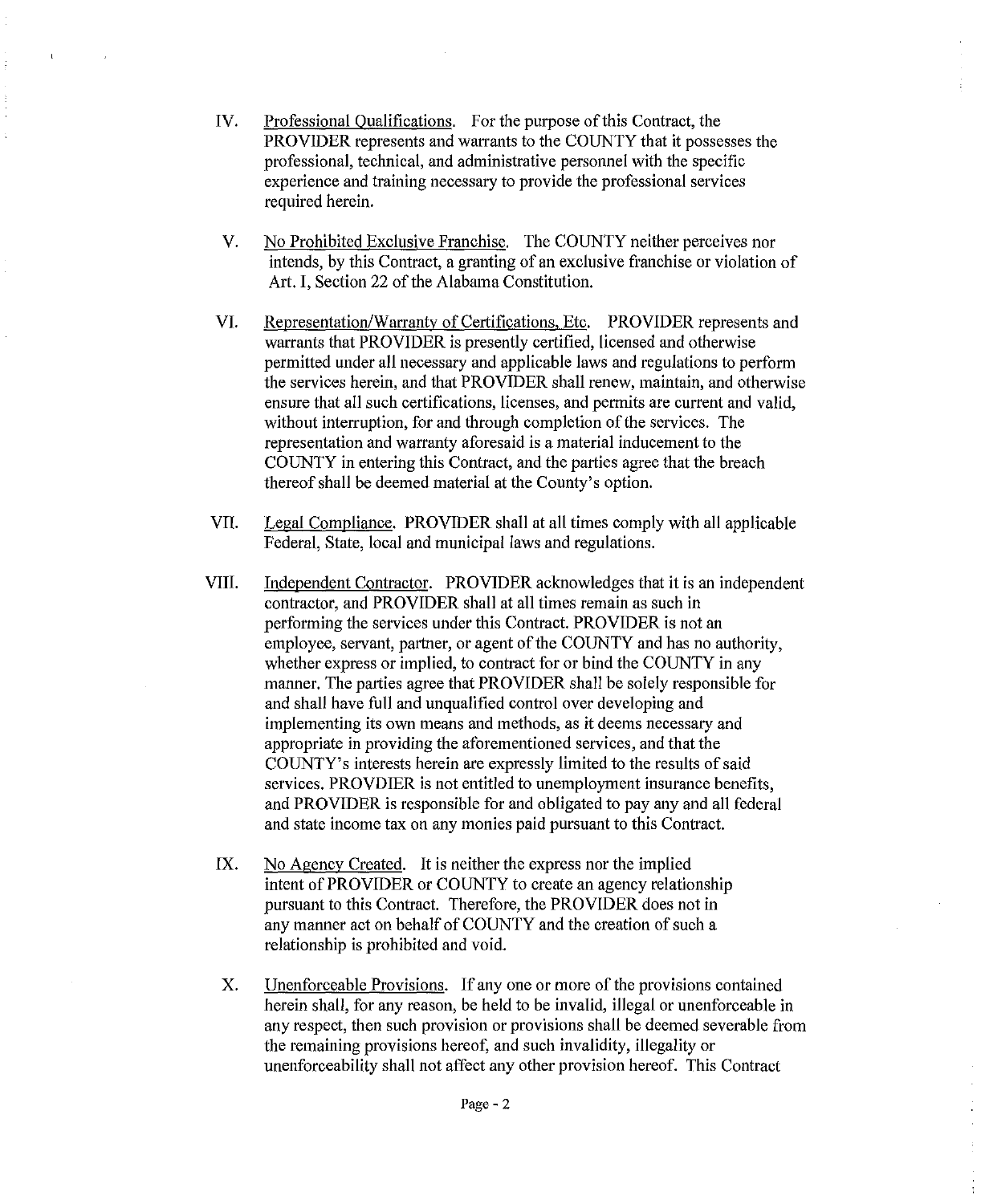IV. Professional Qualifications. For the purpose of this Contract, the PROVIDER represents and warrants to the COUNTY that it possesses the professional, technical, and administrative personnel with the specific experience and training necessary to provide the professional services required herein.

V. No Prohibited Exclusive Franchise. The COUNTY neither perceives nor intends, by this Contract, a granting of an exclusive franchise or violation of Art. I, Section 22 of the Alabama Constitution.

VI. Representation/Warranty of Certifications, Etc. PROVIDER represents and warrants that PROVIDER is presently certified, licensed and otherwise permitted under all necessary and applicable laws and regulations to perform the services herein, and that PROVIDER shall renew, maintain, and otherwise ensure that all such certifications, licenses, and permits are current and valid, without interruption, for and through completion of the services. The representation and warranty aforesaid is a material inducement to the COUNTY in entering this Contract, and the parties agree that the breach thereof shall be deemed material at the County's option.

VII. Legal Compliance. PROVIDER shall at all times comply with all applicable Federal, State, local and municipal laws and regulations.

VIII. Independent Contractor. PROVIDER acknowledges that it is an independent contractor, and PROVIDER shall at all times remain as such in performing the services under this Contract. PROVIDER is not an employee, servant, partner, or agent of the COUNTY and has no authority, whether express or implied, to contract for or bind the COUNTY in any manner. The parties agree that PROVIDER shall be solely responsible for and shall have full and unqualified control over developing and implementing its own means and methods, as it deems necessary and appropriate in providing the aforementioned services, and that the COUNTY's interests herein are expressly limited to the results of said services. PROVDIER is not entitled to unemployment insurance benefits, and PROVIDER is responsible for and obligated to pay any and all federal and state income tax on any monies paid pursuant to this Contract.

IX. No Agency Created. It is neither the express nor the implied intent of PROVIDER or COUNTY to create an agency relationship pursuant to this Contract. Therefore, the PROVIDER does not in any manner act on behalf of COUNTY and the creation of such a relationship is prohibited and void.

X. Unenforceable Provisions. If any one or more of the provisions contained herein shall, for any reason, be held to be invalid, illegal or unenforceable in any respect, then such provision or provisions shall be deemed severable from the remaining provisions hereof, and such invalidity, illegality or unenforceability shall not affect any other provision hereof. This Contract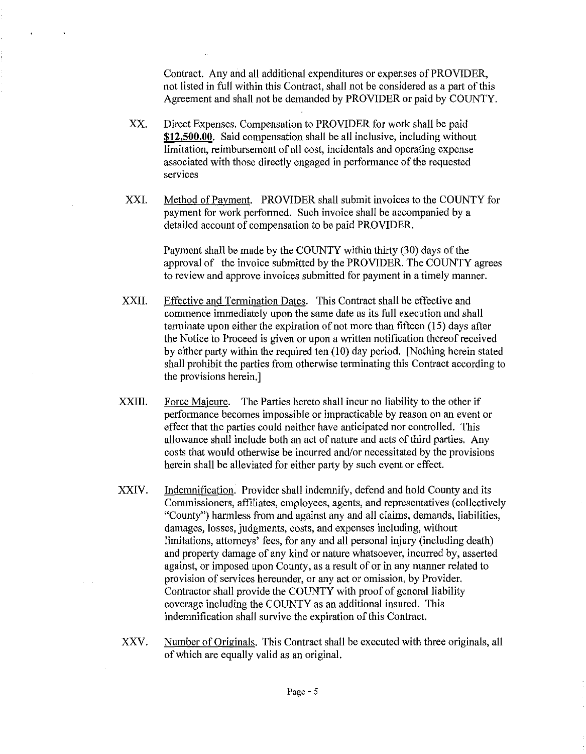Contract. Any and all additional expenditures or expenses of PROVIDER, not listed in full within this Contract, shall not be considered as a part of this Agreement and shall not be demanded by PROVIDER or paid by COUNTY.

XX. Direct Expenses. Compensation to PROVIDER for work shall be paid **$12,500.00**. Said compensation shall be all inclusive, including without limitation, reimbursement of all cost, incidentals and operating expense associated with those directly engaged in performance of the requested services

XXI. Method of Payment. PROVIDER shall submit invoices to the COUNTY for payment for work performed. Such invoice shall be accompanied by a detailed account of compensation to be paid PROVIDER.

Payment shall be made by the COUNTY within thirty (30) days of the approval of the invoice submitted by the PROVIDER. The COUNTY agrees to review and approve invoices submitted for payment in a timely manner.

XXII. Effective and Termination Dates. This Contract shall be effective and commence immediately upon the same date as its full execution and shall terminate upon either the expiration of not more than fifteen (15) days after the Notice to Proceed is given or upon a written notification thereof received by either party within the required ten (10) day period. [Nothing herein stated shall prohibit the parties from otherwise terminating this Contract according to the provisions herein.]

XXIII. Force Majeure. The Parties hereto shall incur no liability to the other if performance becomes impossible or impracticable by reason on an event or effect that the parties could neither have anticipated nor controlled. This allowance shall include both an act of nature and acts of third parties. Any costs that would otherwise be incurred and/or necessitated by the provisions herein shall be alleviated for either party by such event or effect.

XXIV. Indemnification. Provider shall indemnify, defend and hold County and its Commissioners, affiliates, employees, agents, and representatives (collectively "County") harmless from and against any and all claims, demands, liabilities, damages, losses, judgments, costs, and expenses including, without limitations, attorneys' fees, for any and all personal injury (including death) and property damage of any kind or nature whatsoever, incurred by, asserted against, or imposed upon County, as a result of or in any manner related to provision of services hereunder, or any act or omission, by Provider. Contractor shall provide the COUNTY with proof of general liability coverage including the COUNTY as an additional insured. This indemnification shall survive the expiration of this Contract.

XXV. Number of Originals. This Contract shall be executed with three originals, all of which are equally valid as an original.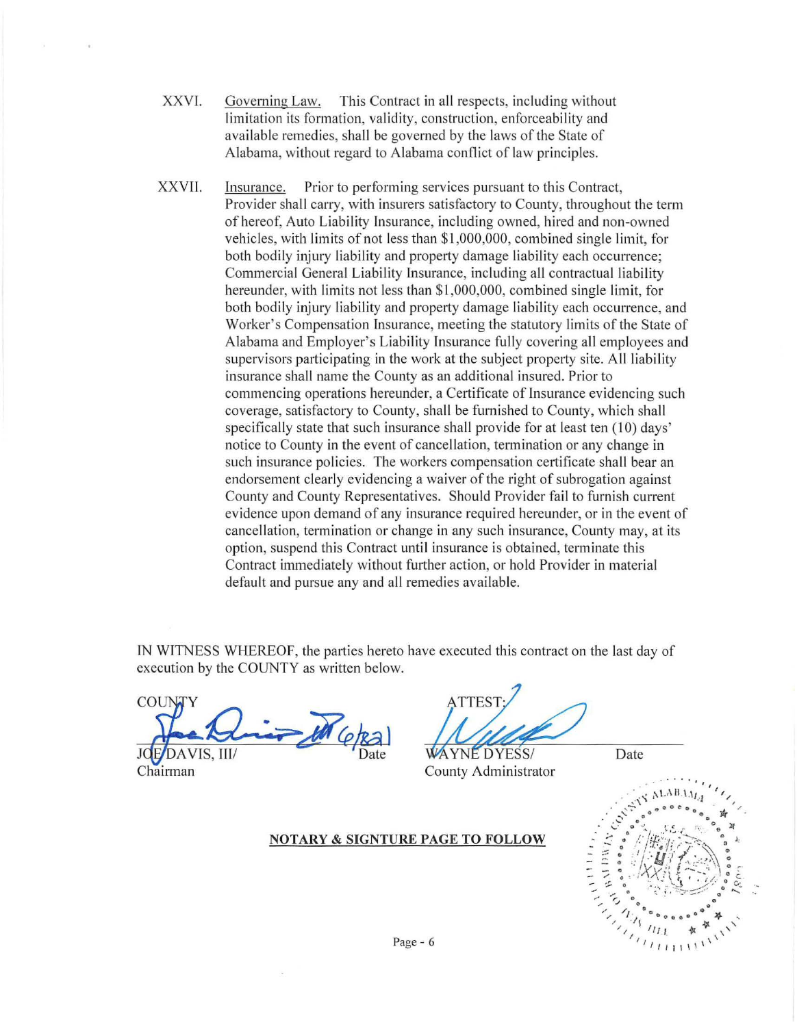XXVI. Governing Law. This Contract in all respects, including without limitation its formation, validity, construction, enforceability and available remedies, shall be governed by the laws of the State of Alabama, without regard to Alabama conflict of law principles.

XXVII. Insurance. Prior to performing services pursuant to this Contract, Provider shall carry, with insurers satisfactory to County, throughout the term of hereof, Auto Liability Insurance, including owned, hired and non-owned vehicles, with limits of not less than $1,000,000, combined single limit, for both bodily injury liability and property damage liability each occurrence; Commercial General Liability Insurance, including all contractual liability hereunder, with limits not less than $1,000,000, combined single limit, for both bodily injury liability and property damage liability each occurrence, and Worker's Compensation Insurance, meeting the statutory limits of the State of Alabama and Employer's Liability Insurance fully covering all employees and supervisors participating in the work at the subject property site. All liability insurance shall name the County as an additional insured. Prior to commencing operations hereunder, a Certificate of Insurance evidencing such coverage, satisfactory to County, shall be furnished to County, which shall specifically state that such insurance shall provide for at least ten (10) days' notice to County in the event of cancellation, termination or any change in such insurance policies. The workers compensation certificate shall bear an endorsement clearly evidencing a waiver of the right of subrogation against County and County Representatives. Should Provider fail to furnish current evidence upon demand of any insurance required hereunder, or in the event of cancellation, termination or change in any such insurance, County may, at its option, suspend this Contract until insurance is obtained, terminate this Contract immediately without further action, or hold Provider in material default and pursue any and all remedies available.

IN WITNESS WHEREOF, the parties hereto have executed this contract on the last day of execution by the COUNTY as written below.

| COUNTY | | ATTEST: | |
|---|---|---|---|
| JOE DAVIS, III/ Chairman | Date 6/8/21 | WAYNE DYESS/ County Administrator | Date |

**NOTARY & SIGNTURE PAGE TO FOLLOW**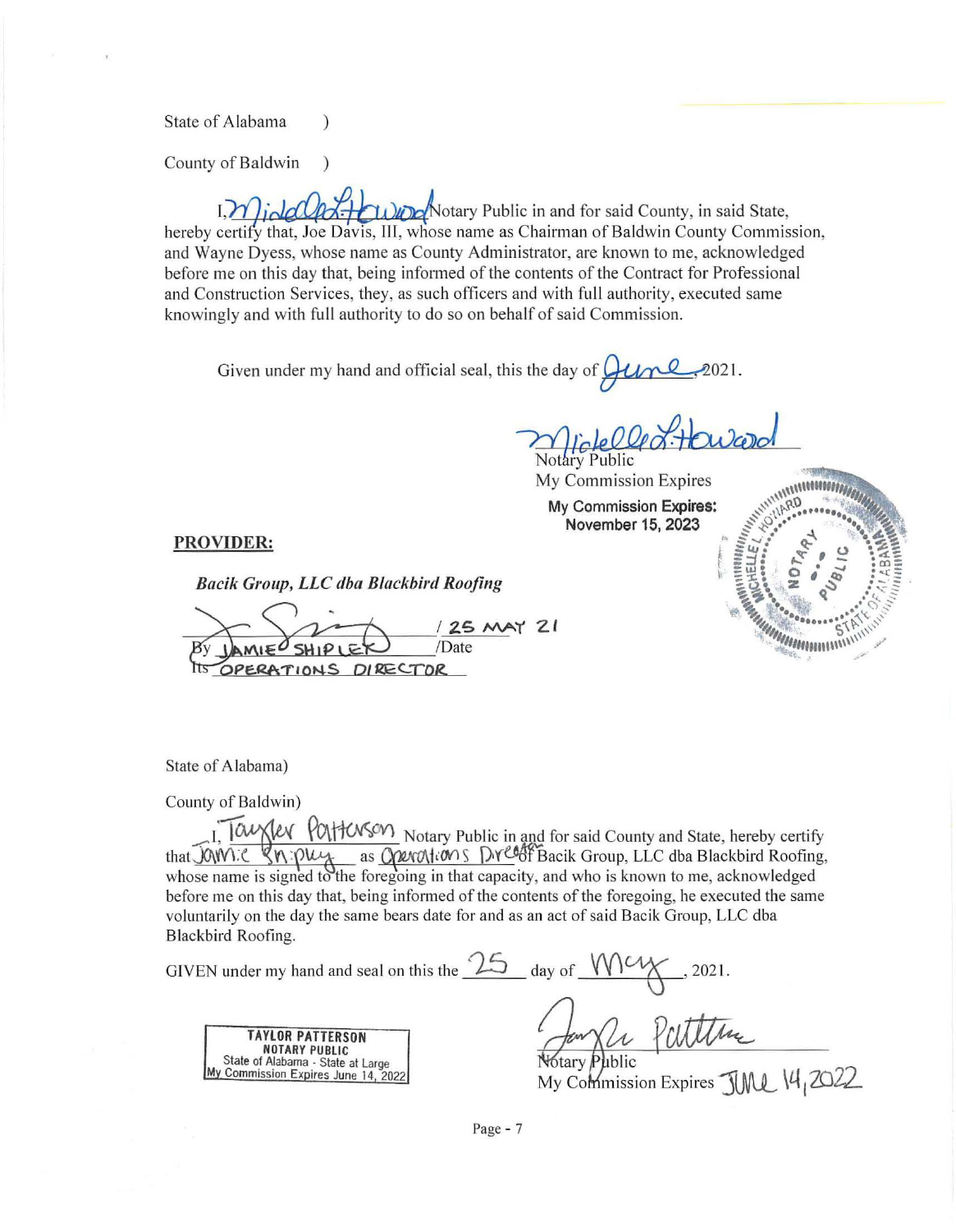State of Alabama )

County of Baldwin )

I, Michelle L. Howard Notary Public in and for said County, in said State, hereby certify that, Joe Davis, III, whose name as Chairman of Baldwin County Commission, and Wayne Dyess, whose name as County Administrator, are known to me, acknowledged before me on this day that, being informed of the contents of the Contract for Professional and Construction Services, they, as such officers and with full authority, executed same knowingly and with full authority to do so on behalf of said Commission.

Given under my hand and official seal, this the day of June, 2021.

Michelle L. Howard
Notary Public
My Commission Expires
**My Commission Expires: November 15, 2023**

MICHELLE L. HOWARD NOTARY PUBLIC STATE OF ALABAMA

**PROVIDER:**

***Bacik Group, LLC dba Blackbird Roofing***

By JAMIE SHIPLEY /Date 25 MAY 21
Its OPERATIONS DIRECTOR

State of Alabama)

County of Baldwin)

I, Taylor Patterson Notary Public in and for said County and State, hereby certify that Jamie Shipley as Operations Director of Bacik Group, LLC dba Blackbird Roofing, whose name is signed to the foregoing in that capacity, and who is known to me, acknowledged before me on this day that, being informed of the contents of the foregoing, he executed the same voluntarily on the day the same bears date for and as an act of said Bacik Group, LLC dba Blackbird Roofing.

GIVEN under my hand and seal on this the 25 day of May, 2021.

TAYLOR PATTERSON
NOTARY PUBLIC
State of Alabama - State at Large
My Commission Expires June 14, 2022

Taylor Patterson
Notary Public
My Commission Expires June 14, 2022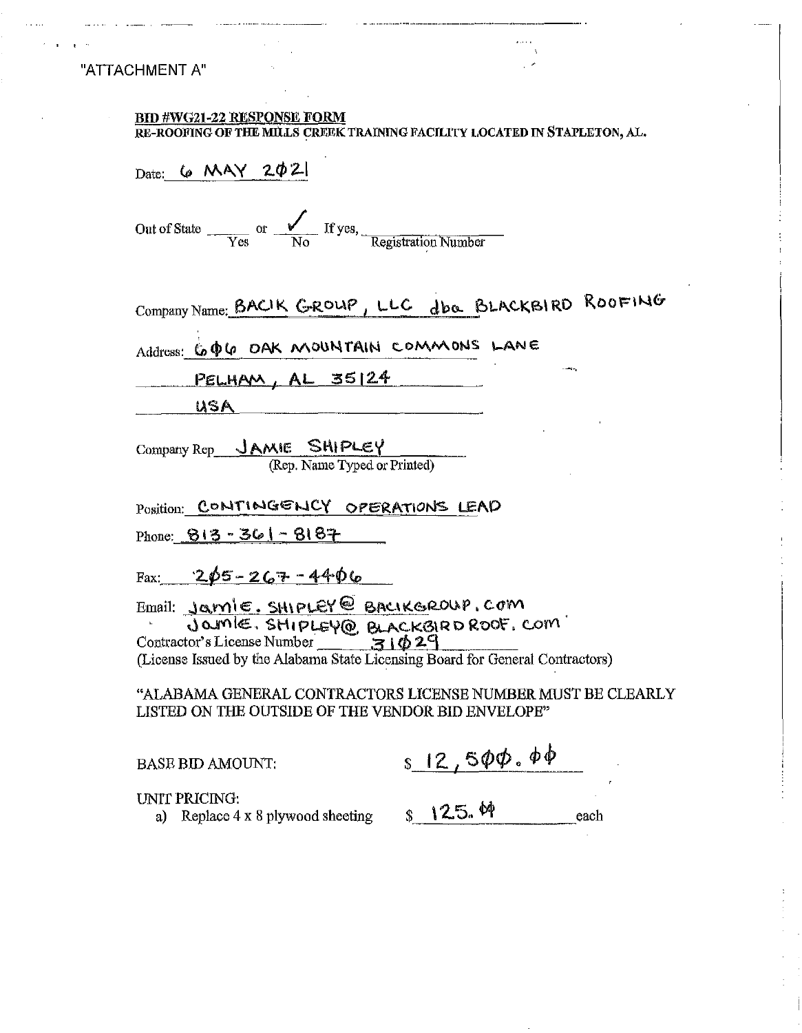"ATTACHMENT A"

**BID #WG21-22 RESPONSE FORM**
**RE-ROOFING OF THE MILLS CREEK TRAINING FACILITY LOCATED IN STAPLETON, AL.**

Date: 6 MAY 2021

Out of State ______ Yes or ✓ No If yes, ______ Registration Number

Company Name: BACIK GROUP, LLC dba BLACKBIRD ROOFING

Address: 606 OAK MOUNTAIN COMMONS LANE
PELHAM, AL 35124
USA

Company Rep JAMIE SHIPLEY
(Rep. Name Typed or Printed)

Position: CONTINGENCY OPERATIONS LEAD

Phone: 813-361-8187

Fax: 205-267-4406

Email: Jamie.SHIPLEY@BACIKGROUP.COM
Jamie.SHIPLEY@BLACKBIRDROOF.COM

Contractor's License Number 31029
(License Issued by the Alabama State Licensing Board for General Contractors)

"ALABAMA GENERAL CONTRACTORS LICENSE NUMBER MUST BE CLEARLY LISTED ON THE OUTSIDE OF THE VENDOR BID ENVELOPE"

BASE BID AMOUNT: $ 12,500.00

UNIT PRICING:

a) Replace 4 x 8 plywood sheeting $ 125.00 each